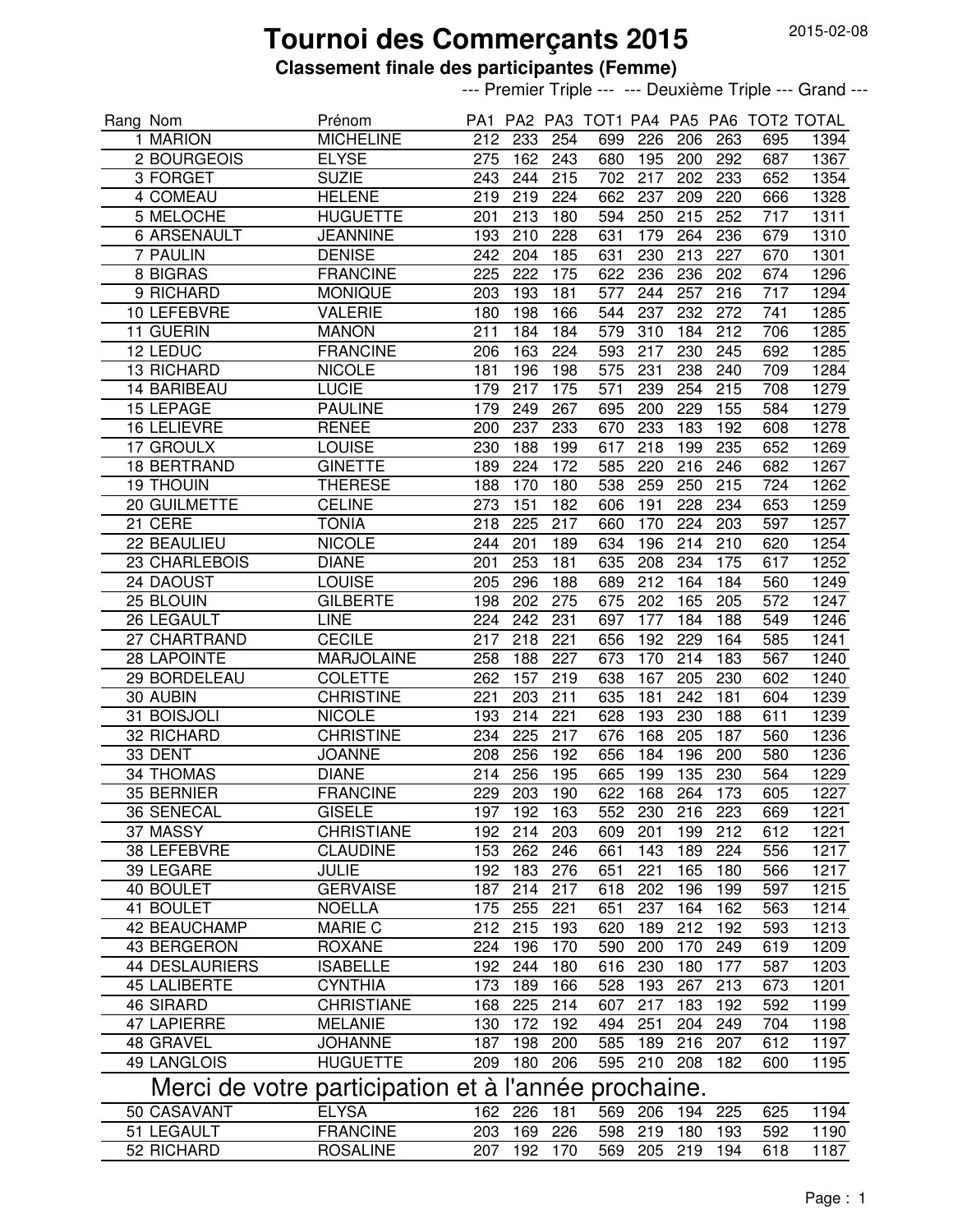2015-02-08

# Tournoi des Commerçants 2015

**Classement finale des participantes (Femme)**

| Rang | Nom | Prénom | --- Premier Triple --- | | | | --- Deuxième Triple --- | | | | --- Grand --- |
|---|---|---|---|---|---|---|---|---|---|---|---|
| | | | PA1 | PA2 | PA3 | TOT1 | PA4 | PA5 | PA6 | TOT2 | TOTAL |
| 1 | MARION | MICHELINE | 212 | 233 | 254 | 699 | 226 | 206 | 263 | 695 | 1394 |
| 2 | BOURGEOIS | ELYSE | 275 | 162 | 243 | 680 | 195 | 200 | 292 | 687 | 1367 |
| 3 | FORGET | SUZIE | 243 | 244 | 215 | 702 | 217 | 202 | 233 | 652 | 1354 |
| 4 | COMEAU | HELENE | 219 | 219 | 224 | 662 | 237 | 209 | 220 | 666 | 1328 |
| 5 | MELOCHE | HUGUETTE | 201 | 213 | 180 | 594 | 250 | 215 | 252 | 717 | 1311 |
| 6 | ARSENAULT | JEANNINE | 193 | 210 | 228 | 631 | 179 | 264 | 236 | 679 | 1310 |
| 7 | PAULIN | DENISE | 242 | 204 | 185 | 631 | 230 | 213 | 227 | 670 | 1301 |
| 8 | BIGRAS | FRANCINE | 225 | 222 | 175 | 622 | 236 | 236 | 202 | 674 | 1296 |
| 9 | RICHARD | MONIQUE | 203 | 193 | 181 | 577 | 244 | 257 | 216 | 717 | 1294 |
| 10 | LEFEBVRE | VALERIE | 180 | 198 | 166 | 544 | 237 | 232 | 272 | 741 | 1285 |
| 11 | GUERIN | MANON | 211 | 184 | 184 | 579 | 310 | 184 | 212 | 706 | 1285 |
| 12 | LEDUC | FRANCINE | 206 | 163 | 224 | 593 | 217 | 230 | 245 | 692 | 1285 |
| 13 | RICHARD | NICOLE | 181 | 196 | 198 | 575 | 231 | 238 | 240 | 709 | 1284 |
| 14 | BARIBEAU | LUCIE | 179 | 217 | 175 | 571 | 239 | 254 | 215 | 708 | 1279 |
| 15 | LEPAGE | PAULINE | 179 | 249 | 267 | 695 | 200 | 229 | 155 | 584 | 1279 |
| 16 | LELIEVRE | RENEE | 200 | 237 | 233 | 670 | 233 | 183 | 192 | 608 | 1278 |
| 17 | GROULX | LOUISE | 230 | 188 | 199 | 617 | 218 | 199 | 235 | 652 | 1269 |
| 18 | BERTRAND | GINETTE | 189 | 224 | 172 | 585 | 220 | 216 | 246 | 682 | 1267 |
| 19 | THOUIN | THERESE | 188 | 170 | 180 | 538 | 259 | 250 | 215 | 724 | 1262 |
| 20 | GUILMETTE | CELINE | 273 | 151 | 182 | 606 | 191 | 228 | 234 | 653 | 1259 |
| 21 | CERE | TONIA | 218 | 225 | 217 | 660 | 170 | 224 | 203 | 597 | 1257 |
| 22 | BEAULIEU | NICOLE | 244 | 201 | 189 | 634 | 196 | 214 | 210 | 620 | 1254 |
| 23 | CHARLEBOIS | DIANE | 201 | 253 | 181 | 635 | 208 | 234 | 175 | 617 | 1252 |
| 24 | DAOUST | LOUISE | 205 | 296 | 188 | 689 | 212 | 164 | 184 | 560 | 1249 |
| 25 | BLOUIN | GILBERTE | 198 | 202 | 275 | 675 | 202 | 165 | 205 | 572 | 1247 |
| 26 | LEGAULT | LINE | 224 | 242 | 231 | 697 | 177 | 184 | 188 | 549 | 1246 |
| 27 | CHARTRAND | CECILE | 217 | 218 | 221 | 656 | 192 | 229 | 164 | 585 | 1241 |
| 28 | LAPOINTE | MARJOLAINE | 258 | 188 | 227 | 673 | 170 | 214 | 183 | 567 | 1240 |
| 29 | BORDELEAU | COLETTE | 262 | 157 | 219 | 638 | 167 | 205 | 230 | 602 | 1240 |
| 30 | AUBIN | CHRISTINE | 221 | 203 | 211 | 635 | 181 | 242 | 181 | 604 | 1239 |
| 31 | BOISJOLI | NICOLE | 193 | 214 | 221 | 628 | 193 | 230 | 188 | 611 | 1239 |
| 32 | RICHARD | CHRISTINE | 234 | 225 | 217 | 676 | 168 | 205 | 187 | 560 | 1236 |
| 33 | DENT | JOANNE | 208 | 256 | 192 | 656 | 184 | 196 | 200 | 580 | 1236 |
| 34 | THOMAS | DIANE | 214 | 256 | 195 | 665 | 199 | 135 | 230 | 564 | 1229 |
| 35 | BERNIER | FRANCINE | 229 | 203 | 190 | 622 | 168 | 264 | 173 | 605 | 1227 |
| 36 | SENECAL | GISELE | 197 | 192 | 163 | 552 | 230 | 216 | 223 | 669 | 1221 |
| 37 | MASSY | CHRISTIANE | 192 | 214 | 203 | 609 | 201 | 199 | 212 | 612 | 1221 |
| 38 | LEFEBVRE | CLAUDINE | 153 | 262 | 246 | 661 | 143 | 189 | 224 | 556 | 1217 |
| 39 | LEGARE | JULIE | 192 | 183 | 276 | 651 | 221 | 165 | 180 | 566 | 1217 |
| 40 | BOULET | GERVAISE | 187 | 214 | 217 | 618 | 202 | 196 | 199 | 597 | 1215 |
| 41 | BOULET | NOELLA | 175 | 255 | 221 | 651 | 237 | 164 | 162 | 563 | 1214 |
| 42 | BEAUCHAMP | MARIE C | 212 | 215 | 193 | 620 | 189 | 212 | 192 | 593 | 1213 |
| 43 | BERGERON | ROXANE | 224 | 196 | 170 | 590 | 200 | 170 | 249 | 619 | 1209 |
| 44 | DESLAURIERS | ISABELLE | 192 | 244 | 180 | 616 | 230 | 180 | 177 | 587 | 1203 |
| 45 | LALIBERTE | CYNTHIA | 173 | 189 | 166 | 528 | 193 | 267 | 213 | 673 | 1201 |
| 46 | SIRARD | CHRISTIANE | 168 | 225 | 214 | 607 | 217 | 183 | 192 | 592 | 1199 |
| 47 | LAPIERRE | MELANIE | 130 | 172 | 192 | 494 | 251 | 204 | 249 | 704 | 1198 |
| 48 | GRAVEL | JOHANNE | 187 | 198 | 200 | 585 | 189 | 216 | 207 | 612 | 1197 |
| 49 | LANGLOIS | HUGUETTE | 209 | 180 | 206 | 595 | 210 | 208 | 182 | 600 | 1195 |

Merci de votre participation et à l'année prochaine.

| Rang | Nom | Prénom | PA1 | PA2 | PA3 | TOT1 | PA4 | PA5 | PA6 | TOT2 | TOTAL |
|---|---|---|---|---|---|---|---|---|---|---|---|
| 50 | CASAVANT | ELYSA | 162 | 226 | 181 | 569 | 206 | 194 | 225 | 625 | 1194 |
| 51 | LEGAULT | FRANCINE | 203 | 169 | 226 | 598 | 219 | 180 | 193 | 592 | 1190 |
| 52 | RICHARD | ROSALINE | 207 | 192 | 170 | 569 | 205 | 219 | 194 | 618 | 1187 |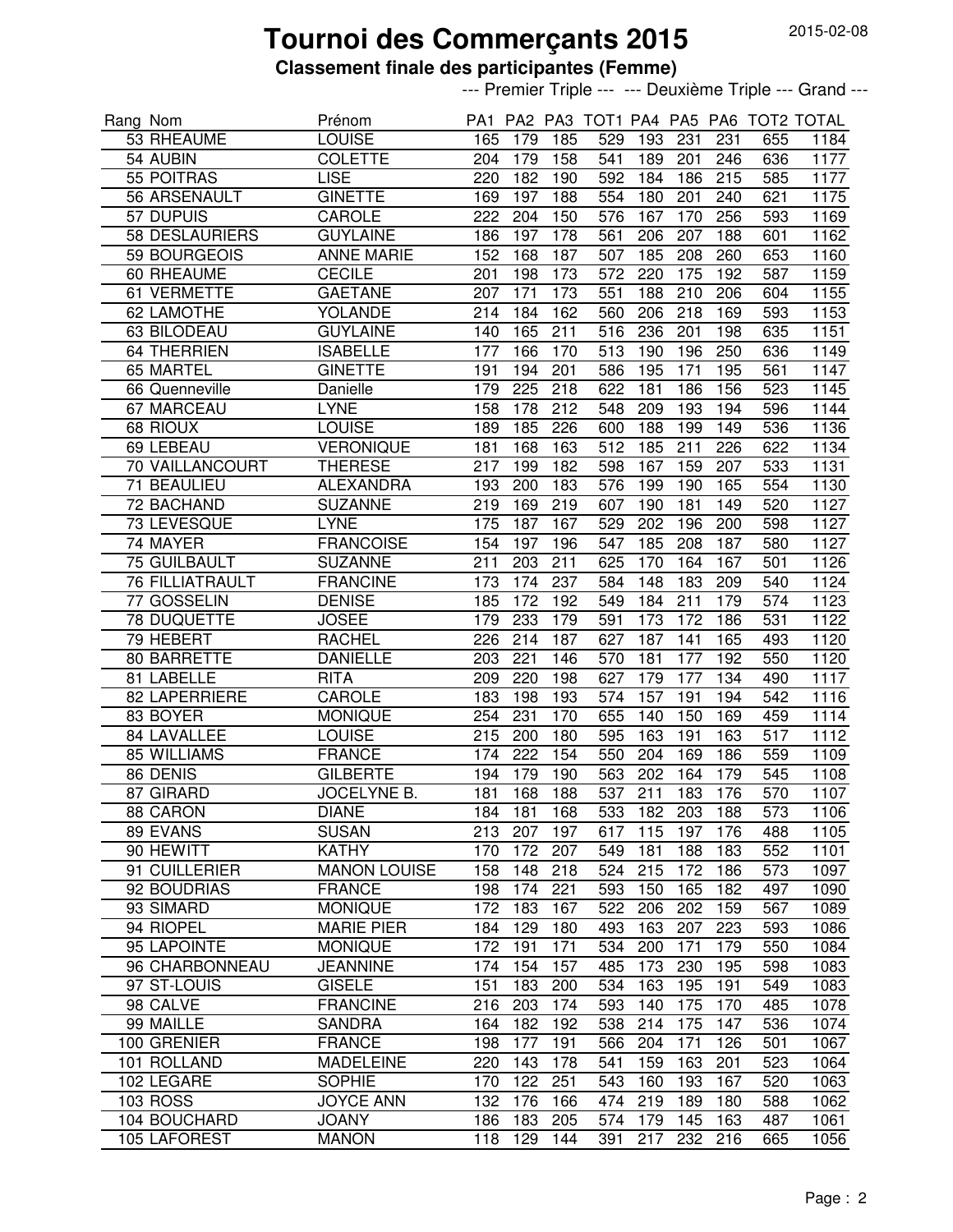# Tournoi des Commerçants 2015

**Classement finale des participantes (Femme)**

2015-02-08

| Rang | Nom | Prénom | --- Premier Triple --- | | | | --- Deuxième Triple --- | | | | Grand --- |
|---|---|---|---|---|---|---|---|---|---|---|---|
| | | | PA1 | PA2 | PA3 | TOT1 | PA4 | PA5 | PA6 | TOT2 | TOTAL |
| 53 | RHEAUME | LOUISE | 165 | 179 | 185 | 529 | 193 | 231 | 231 | 655 | 1184 |
| 54 | AUBIN | COLETTE | 204 | 179 | 158 | 541 | 189 | 201 | 246 | 636 | 1177 |
| 55 | POITRAS | LISE | 220 | 182 | 190 | 592 | 184 | 186 | 215 | 585 | 1177 |
| 56 | ARSENAULT | GINETTE | 169 | 197 | 188 | 554 | 180 | 201 | 240 | 621 | 1175 |
| 57 | DUPUIS | CAROLE | 222 | 204 | 150 | 576 | 167 | 170 | 256 | 593 | 1169 |
| 58 | DESLAURIERS | GUYLAINE | 186 | 197 | 178 | 561 | 206 | 207 | 188 | 601 | 1162 |
| 59 | BOURGEOIS | ANNE MARIE | 152 | 168 | 187 | 507 | 185 | 208 | 260 | 653 | 1160 |
| 60 | RHEAUME | CECILE | 201 | 198 | 173 | 572 | 220 | 175 | 192 | 587 | 1159 |
| 61 | VERMETTE | GAETANE | 207 | 171 | 173 | 551 | 188 | 210 | 206 | 604 | 1155 |
| 62 | LAMOTHE | YOLANDE | 214 | 184 | 162 | 560 | 206 | 218 | 169 | 593 | 1153 |
| 63 | BILODEAU | GUYLAINE | 140 | 165 | 211 | 516 | 236 | 201 | 198 | 635 | 1151 |
| 64 | THERRIEN | ISABELLE | 177 | 166 | 170 | 513 | 190 | 196 | 250 | 636 | 1149 |
| 65 | MARTEL | GINETTE | 191 | 194 | 201 | 586 | 195 | 171 | 195 | 561 | 1147 |
| 66 | Quenneville | Danielle | 179 | 225 | 218 | 622 | 181 | 186 | 156 | 523 | 1145 |
| 67 | MARCEAU | LYNE | 158 | 178 | 212 | 548 | 209 | 193 | 194 | 596 | 1144 |
| 68 | RIOUX | LOUISE | 189 | 185 | 226 | 600 | 188 | 199 | 149 | 536 | 1136 |
| 69 | LEBEAU | VERONIQUE | 181 | 168 | 163 | 512 | 185 | 211 | 226 | 622 | 1134 |
| 70 | VAILLANCOURT | THERESE | 217 | 199 | 182 | 598 | 167 | 159 | 207 | 533 | 1131 |
| 71 | BEAULIEU | ALEXANDRA | 193 | 200 | 183 | 576 | 199 | 190 | 165 | 554 | 1130 |
| 72 | BACHAND | SUZANNE | 219 | 169 | 219 | 607 | 190 | 181 | 149 | 520 | 1127 |
| 73 | LEVESQUE | LYNE | 175 | 187 | 167 | 529 | 202 | 196 | 200 | 598 | 1127 |
| 74 | MAYER | FRANCOISE | 154 | 197 | 196 | 547 | 185 | 208 | 187 | 580 | 1127 |
| 75 | GUILBAULT | SUZANNE | 211 | 203 | 211 | 625 | 170 | 164 | 167 | 501 | 1126 |
| 76 | FILLIATRAULT | FRANCINE | 173 | 174 | 237 | 584 | 148 | 183 | 209 | 540 | 1124 |
| 77 | GOSSELIN | DENISE | 185 | 172 | 192 | 549 | 184 | 211 | 179 | 574 | 1123 |
| 78 | DUQUETTE | JOSEE | 179 | 233 | 179 | 591 | 173 | 172 | 186 | 531 | 1122 |
| 79 | HEBERT | RACHEL | 226 | 214 | 187 | 627 | 187 | 141 | 165 | 493 | 1120 |
| 80 | BARRETTE | DANIELLE | 203 | 221 | 146 | 570 | 181 | 177 | 192 | 550 | 1120 |
| 81 | LABELLE | RITA | 209 | 220 | 198 | 627 | 179 | 177 | 134 | 490 | 1117 |
| 82 | LAPERRIERE | CAROLE | 183 | 198 | 193 | 574 | 157 | 191 | 194 | 542 | 1116 |
| 83 | BOYER | MONIQUE | 254 | 231 | 170 | 655 | 140 | 150 | 169 | 459 | 1114 |
| 84 | LAVALLEE | LOUISE | 215 | 200 | 180 | 595 | 163 | 191 | 163 | 517 | 1112 |
| 85 | WILLIAMS | FRANCE | 174 | 222 | 154 | 550 | 204 | 169 | 186 | 559 | 1109 |
| 86 | DENIS | GILBERTE | 194 | 179 | 190 | 563 | 202 | 164 | 179 | 545 | 1108 |
| 87 | GIRARD | JOCELYNE B. | 181 | 168 | 188 | 537 | 211 | 183 | 176 | 570 | 1107 |
| 88 | CARON | DIANE | 184 | 181 | 168 | 533 | 182 | 203 | 188 | 573 | 1106 |
| 89 | EVANS | SUSAN | 213 | 207 | 197 | 617 | 115 | 197 | 176 | 488 | 1105 |
| 90 | HEWITT | KATHY | 170 | 172 | 207 | 549 | 181 | 188 | 183 | 552 | 1101 |
| 91 | CUILLERIER | MANON LOUISE | 158 | 148 | 218 | 524 | 215 | 172 | 186 | 573 | 1097 |
| 92 | BOUDRIAS | FRANCE | 198 | 174 | 221 | 593 | 150 | 165 | 182 | 497 | 1090 |
| 93 | SIMARD | MONIQUE | 172 | 183 | 167 | 522 | 206 | 202 | 159 | 567 | 1089 |
| 94 | RIOPEL | MARIE PIER | 184 | 129 | 180 | 493 | 163 | 207 | 223 | 593 | 1086 |
| 95 | LAPOINTE | MONIQUE | 172 | 191 | 171 | 534 | 200 | 171 | 179 | 550 | 1084 |
| 96 | CHARBONNEAU | JEANNINE | 174 | 154 | 157 | 485 | 173 | 230 | 195 | 598 | 1083 |
| 97 | ST-LOUIS | GISELE | 151 | 183 | 200 | 534 | 163 | 195 | 191 | 549 | 1083 |
| 98 | CALVE | FRANCINE | 216 | 203 | 174 | 593 | 140 | 175 | 170 | 485 | 1078 |
| 99 | MAILLE | SANDRA | 164 | 182 | 192 | 538 | 214 | 175 | 147 | 536 | 1074 |
| 100 | GRENIER | FRANCE | 198 | 177 | 191 | 566 | 204 | 171 | 126 | 501 | 1067 |
| 101 | ROLLAND | MADELEINE | 220 | 143 | 178 | 541 | 159 | 163 | 201 | 523 | 1064 |
| 102 | LEGARE | SOPHIE | 170 | 122 | 251 | 543 | 160 | 193 | 167 | 520 | 1063 |
| 103 | ROSS | JOYCE ANN | 132 | 176 | 166 | 474 | 219 | 189 | 180 | 588 | 1062 |
| 104 | BOUCHARD | JOANY | 186 | 183 | 205 | 574 | 179 | 145 | 163 | 487 | 1061 |
| 105 | LAFOREST | MANON | 118 | 129 | 144 | 391 | 217 | 232 | 216 | 665 | 1056 |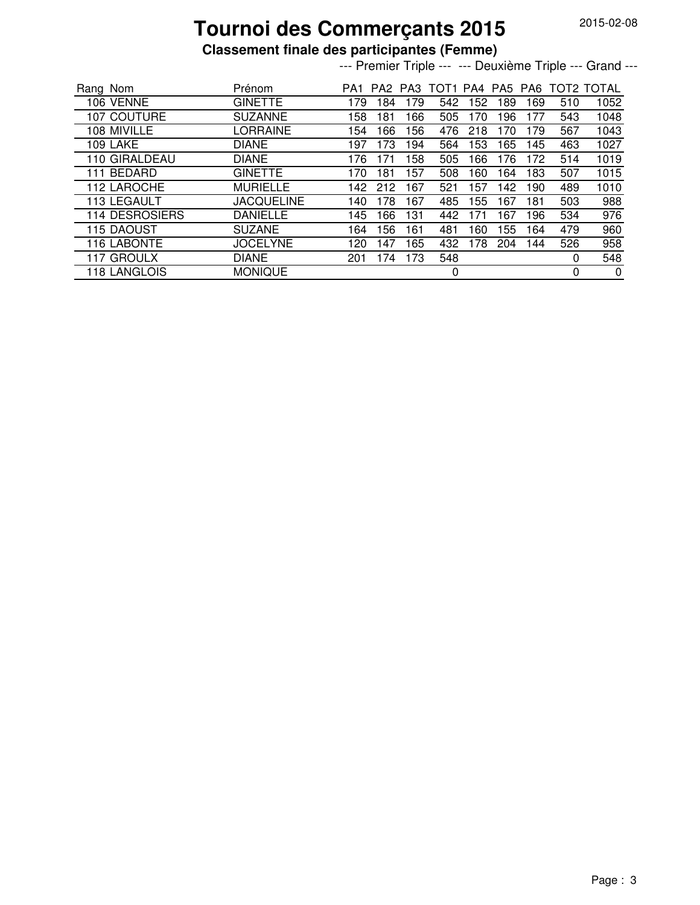# Tournoi des Commerçants 2015

2015-02-08

**Classement finale des participantes (Femme)**

--- Premier Triple --- --- Deuxième Triple --- Grand ---

| Rang | Nom | Prénom | PA1 | PA2 | PA3 | TOT1 | PA4 | PA5 | PA6 | TOT2 | TOTAL |
|---|---|---|---|---|---|---|---|---|---|---|---|
| 106 | VENNE | GINETTE | 179 | 184 | 179 | 542 | 152 | 189 | 169 | 510 | 1052 |
| 107 | COUTURE | SUZANNE | 158 | 181 | 166 | 505 | 170 | 196 | 177 | 543 | 1048 |
| 108 | MIVILLE | LORRAINE | 154 | 166 | 156 | 476 | 218 | 170 | 179 | 567 | 1043 |
| 109 | LAKE | DIANE | 197 | 173 | 194 | 564 | 153 | 165 | 145 | 463 | 1027 |
| 110 | GIRALDEAU | DIANE | 176 | 171 | 158 | 505 | 166 | 176 | 172 | 514 | 1019 |
| 111 | BEDARD | GINETTE | 170 | 181 | 157 | 508 | 160 | 164 | 183 | 507 | 1015 |
| 112 | LAROCHE | MURIELLE | 142 | 212 | 167 | 521 | 157 | 142 | 190 | 489 | 1010 |
| 113 | LEGAULT | JACQUELINE | 140 | 178 | 167 | 485 | 155 | 167 | 181 | 503 | 988 |
| 114 | DESROSIERS | DANIELLE | 145 | 166 | 131 | 442 | 171 | 167 | 196 | 534 | 976 |
| 115 | DAOUST | SUZANE | 164 | 156 | 161 | 481 | 160 | 155 | 164 | 479 | 960 |
| 116 | LABONTE | JOCELYNE | 120 | 147 | 165 | 432 | 178 | 204 | 144 | 526 | 958 |
| 117 | GROULX | DIANE | 201 | 174 | 173 | 548 | | | | 0 | 548 |
| 118 | LANGLOIS | MONIQUE | | | | 0 | | | | 0 | 0 |